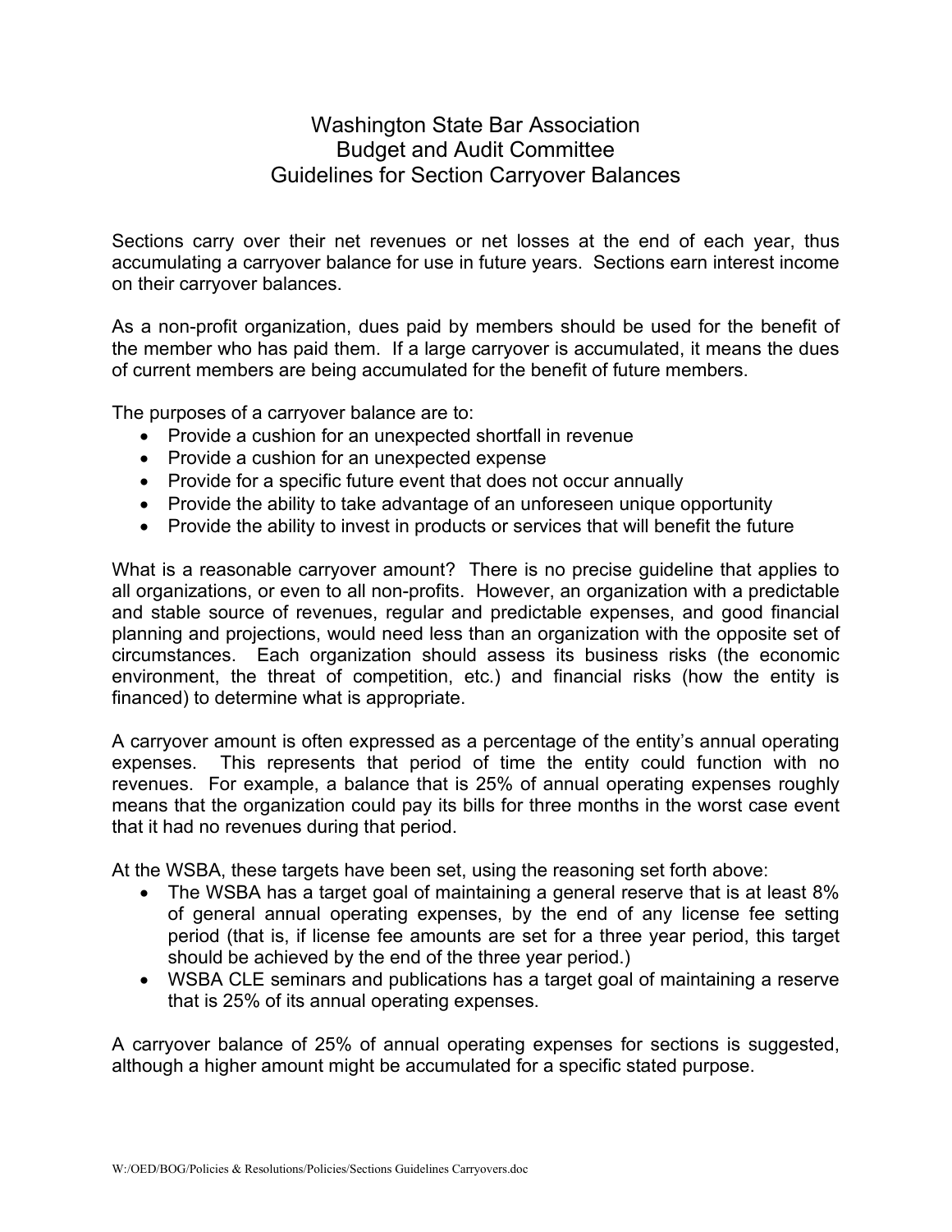# Washington State Bar Association
## Budget and Audit Committee
## Guidelines for Section Carryover Balances

Sections carry over their net revenues or net losses at the end of each year, thus accumulating a carryover balance for use in future years. Sections earn interest income on their carryover balances.

As a non-profit organization, dues paid by members should be used for the benefit of the member who has paid them. If a large carryover is accumulated, it means the dues of current members are being accumulated for the benefit of future members.

The purposes of a carryover balance are to:

- Provide a cushion for an unexpected shortfall in revenue
- Provide a cushion for an unexpected expense
- Provide for a specific future event that does not occur annually
- Provide the ability to take advantage of an unforeseen unique opportunity
- Provide the ability to invest in products or services that will benefit the future

What is a reasonable carryover amount? There is no precise guideline that applies to all organizations, or even to all non-profits. However, an organization with a predictable and stable source of revenues, regular and predictable expenses, and good financial planning and projections, would need less than an organization with the opposite set of circumstances. Each organization should assess its business risks (the economic environment, the threat of competition, etc.) and financial risks (how the entity is financed) to determine what is appropriate.

A carryover amount is often expressed as a percentage of the entity's annual operating expenses. This represents that period of time the entity could function with no revenues. For example, a balance that is 25% of annual operating expenses roughly means that the organization could pay its bills for three months in the worst case event that it had no revenues during that period.

At the WSBA, these targets have been set, using the reasoning set forth above:

- The WSBA has a target goal of maintaining a general reserve that is at least 8% of general annual operating expenses, by the end of any license fee setting period (that is, if license fee amounts are set for a three year period, this target should be achieved by the end of the three year period.)
- WSBA CLE seminars and publications has a target goal of maintaining a reserve that is 25% of its annual operating expenses.

A carryover balance of 25% of annual operating expenses for sections is suggested, although a higher amount might be accumulated for a specific stated purpose.

W:/OED/BOG/Policies & Resolutions/Policies/Sections Guidelines Carryovers.doc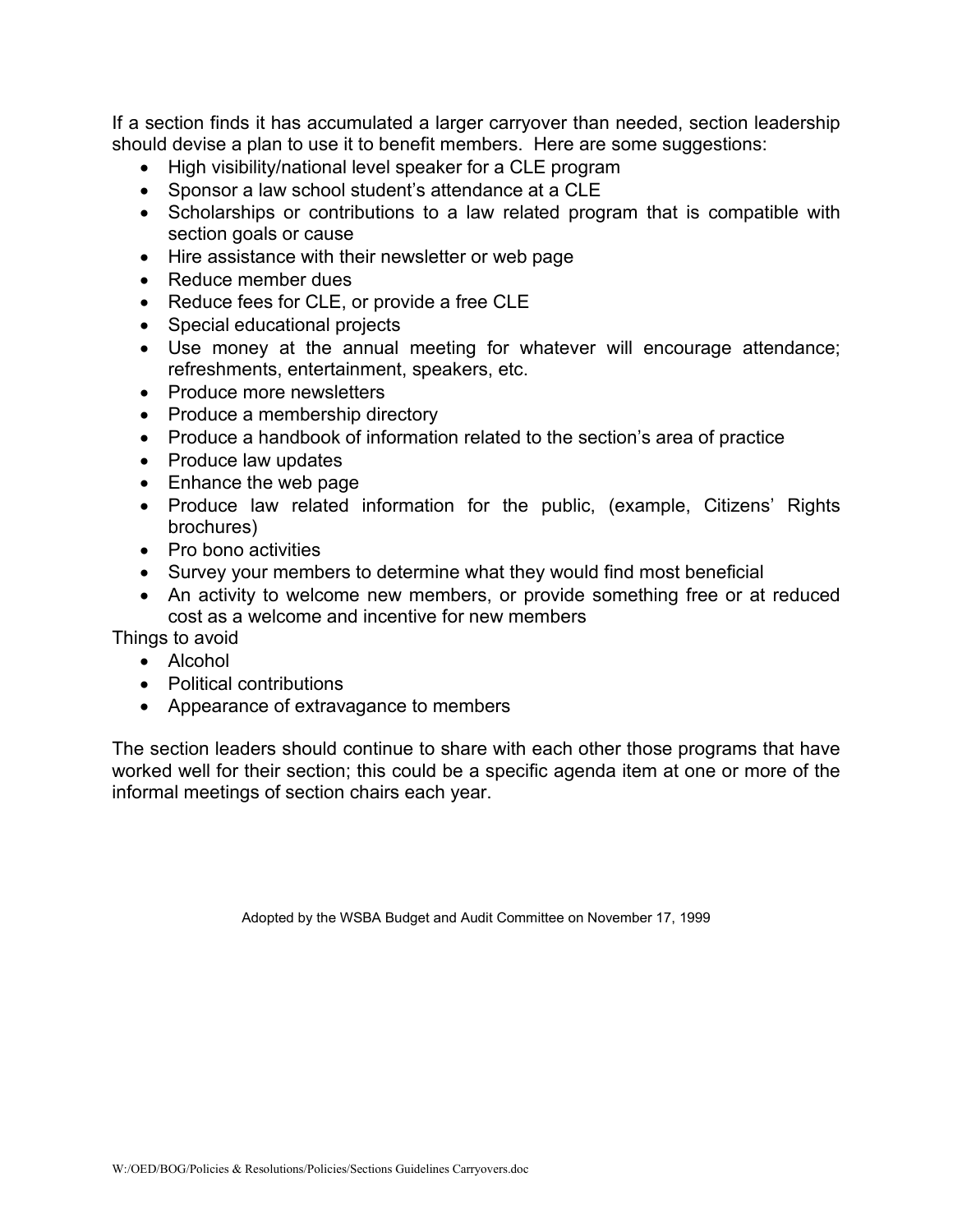If a section finds it has accumulated a larger carryover than needed, section leadership should devise a plan to use it to benefit members. Here are some suggestions:

- High visibility/national level speaker for a CLE program
- Sponsor a law school student's attendance at a CLE
- Scholarships or contributions to a law related program that is compatible with section goals or cause
- Hire assistance with their newsletter or web page
- Reduce member dues
- Reduce fees for CLE, or provide a free CLE
- Special educational projects
- Use money at the annual meeting for whatever will encourage attendance; refreshments, entertainment, speakers, etc.
- Produce more newsletters
- Produce a membership directory
- Produce a handbook of information related to the section's area of practice
- Produce law updates
- Enhance the web page
- Produce law related information for the public, (example, Citizens' Rights brochures)
- Pro bono activities
- Survey your members to determine what they would find most beneficial
- An activity to welcome new members, or provide something free or at reduced cost as a welcome and incentive for new members

Things to avoid

- Alcohol
- Political contributions
- Appearance of extravagance to members

The section leaders should continue to share with each other those programs that have worked well for their section; this could be a specific agenda item at one or more of the informal meetings of section chairs each year.

Adopted by the WSBA Budget and Audit Committee on November 17, 1999

W:/OED/BOG/Policies & Resolutions/Policies/Sections Guidelines Carryovers.doc